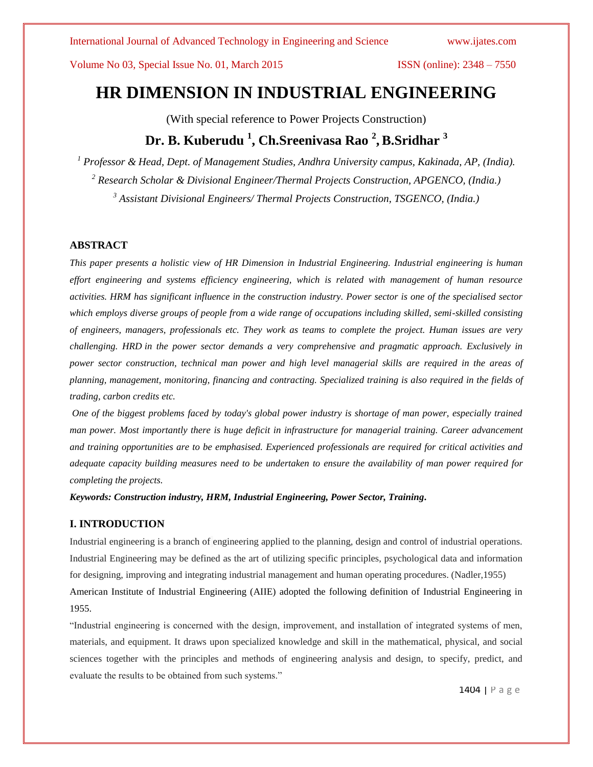# HR DIMENSION IN INDUSTRIAL ENGINEERING

(With special reference to Power Projects Construction)

## Dr. B. Kuberudu [1], Ch.Sreenivasa Rao [2], B.Sridhar [3]

*[1] Professor & Head, Dept. of Management Studies, Andhra University campus, Kakinada, AP, (India).*

*[2] Research Scholar & Divisional Engineer/Thermal Projects Construction, APGENCO, (India.)*

*[3] Assistant Divisional Engineers/ Thermal Projects Construction, TSGENCO, (India.)*

### ABSTRACT

*This paper presents a holistic view of HR Dimension in Industrial Engineering. Industrial engineering is human effort engineering and systems efficiency engineering, which is related with management of human resource activities. HRM has significant influence in the construction industry. Power sector is one of the specialised sector which employs diverse groups of people from a wide range of occupations including skilled, semi-skilled consisting of engineers, managers, professionals etc. They work as teams to complete the project. Human issues are very challenging. HRD in the power sector demands a very comprehensive and pragmatic approach. Exclusively in power sector construction, technical man power and high level managerial skills are required in the areas of planning, management, monitoring, financing and contracting. Specialized training is also required in the fields of trading, carbon credits etc.*

*One of the biggest problems faced by today's global power industry is shortage of man power, especially trained man power. Most importantly there is huge deficit in infrastructure for managerial training. Career advancement and training opportunities are to be emphasised. Experienced professionals are required for critical activities and adequate capacity building measures need to be undertaken to ensure the availability of man power required for completing the projects.*

***Keywords: Construction industry, HRM, Industrial Engineering, Power Sector, Training.***

### I. INTRODUCTION

Industrial engineering is a branch of engineering applied to the planning, design and control of industrial operations. Industrial Engineering may be defined as the art of utilizing specific principles, psychological data and information for designing, improving and integrating industrial management and human operating procedures. (Nadler,1955)

American Institute of Industrial Engineering (AIIE) adopted the following definition of Industrial Engineering in 1955.

"Industrial engineering is concerned with the design, improvement, and installation of integrated systems of men, materials, and equipment. It draws upon specialized knowledge and skill in the mathematical, physical, and social sciences together with the principles and methods of engineering analysis and design, to specify, predict, and evaluate the results to be obtained from such systems."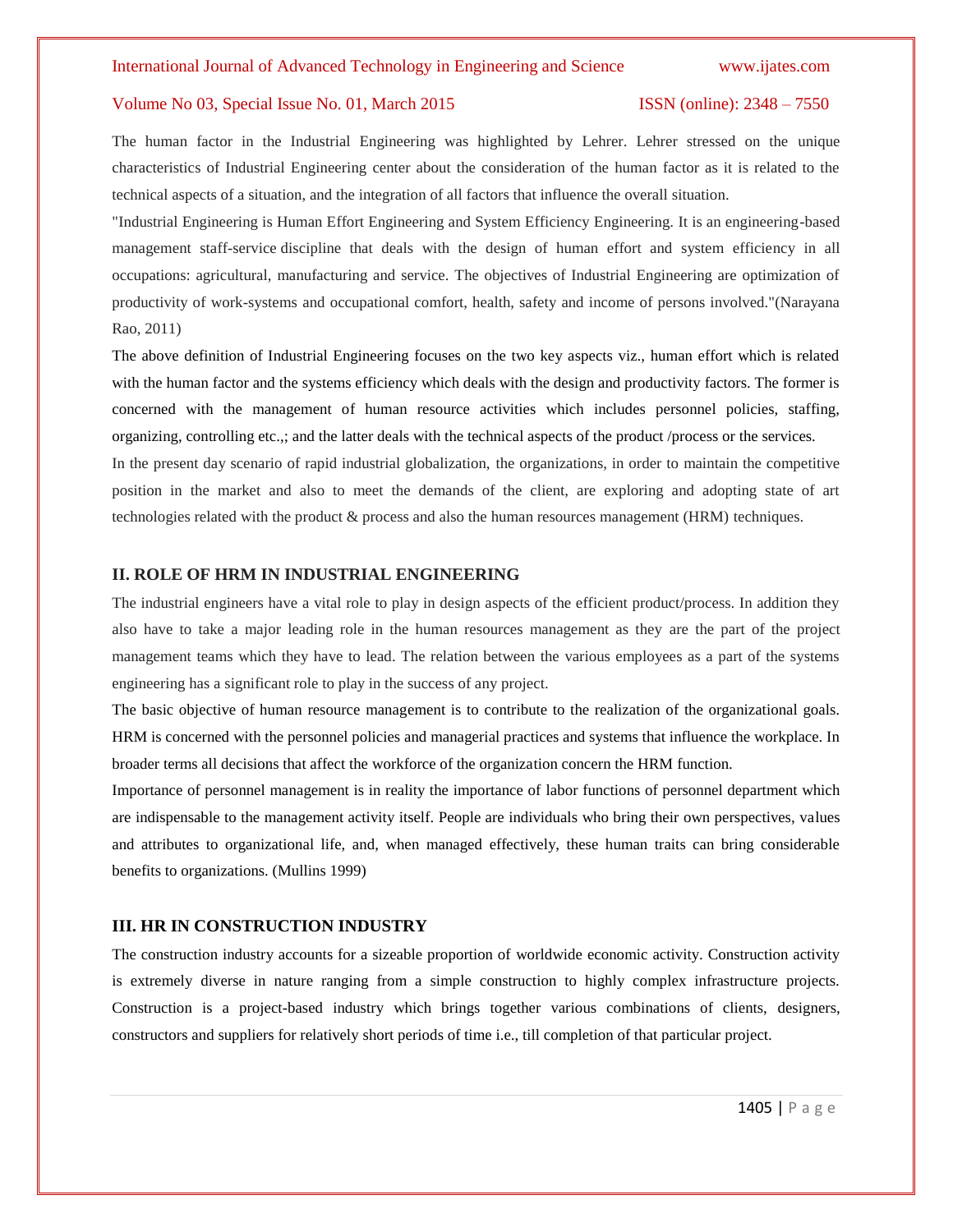The human factor in the Industrial Engineering was highlighted by Lehrer. Lehrer stressed on the unique characteristics of Industrial Engineering center about the consideration of the human factor as it is related to the technical aspects of a situation, and the integration of all factors that influence the overall situation.

"Industrial Engineering is Human Effort Engineering and System Efficiency Engineering. It is an engineering-based management staff-service discipline that deals with the design of human effort and system efficiency in all occupations: agricultural, manufacturing and service. The objectives of Industrial Engineering are optimization of productivity of work-systems and occupational comfort, health, safety and income of persons involved."(Narayana Rao, 2011)

The above definition of Industrial Engineering focuses on the two key aspects viz., human effort which is related with the human factor and the systems efficiency which deals with the design and productivity factors. The former is concerned with the management of human resource activities which includes personnel policies, staffing, organizing, controlling etc.,; and the latter deals with the technical aspects of the product /process or the services.

In the present day scenario of rapid industrial globalization, the organizations, in order to maintain the competitive position in the market and also to meet the demands of the client, are exploring and adopting state of art technologies related with the product & process and also the human resources management (HRM) techniques.

## II. ROLE OF HRM IN INDUSTRIAL ENGINEERING

The industrial engineers have a vital role to play in design aspects of the efficient product/process. In addition they also have to take a major leading role in the human resources management as they are the part of the project management teams which they have to lead. The relation between the various employees as a part of the systems engineering has a significant role to play in the success of any project.

The basic objective of human resource management is to contribute to the realization of the organizational goals. HRM is concerned with the personnel policies and managerial practices and systems that influence the workplace. In broader terms all decisions that affect the workforce of the organization concern the HRM function.

Importance of personnel management is in reality the importance of labor functions of personnel department which are indispensable to the management activity itself. People are individuals who bring their own perspectives, values and attributes to organizational life, and, when managed effectively, these human traits can bring considerable benefits to organizations. (Mullins 1999)

## III. HR IN CONSTRUCTION INDUSTRY

The construction industry accounts for a sizeable proportion of worldwide economic activity. Construction activity is extremely diverse in nature ranging from a simple construction to highly complex infrastructure projects. Construction is a project-based industry which brings together various combinations of clients, designers, constructors and suppliers for relatively short periods of time i.e., till completion of that particular project.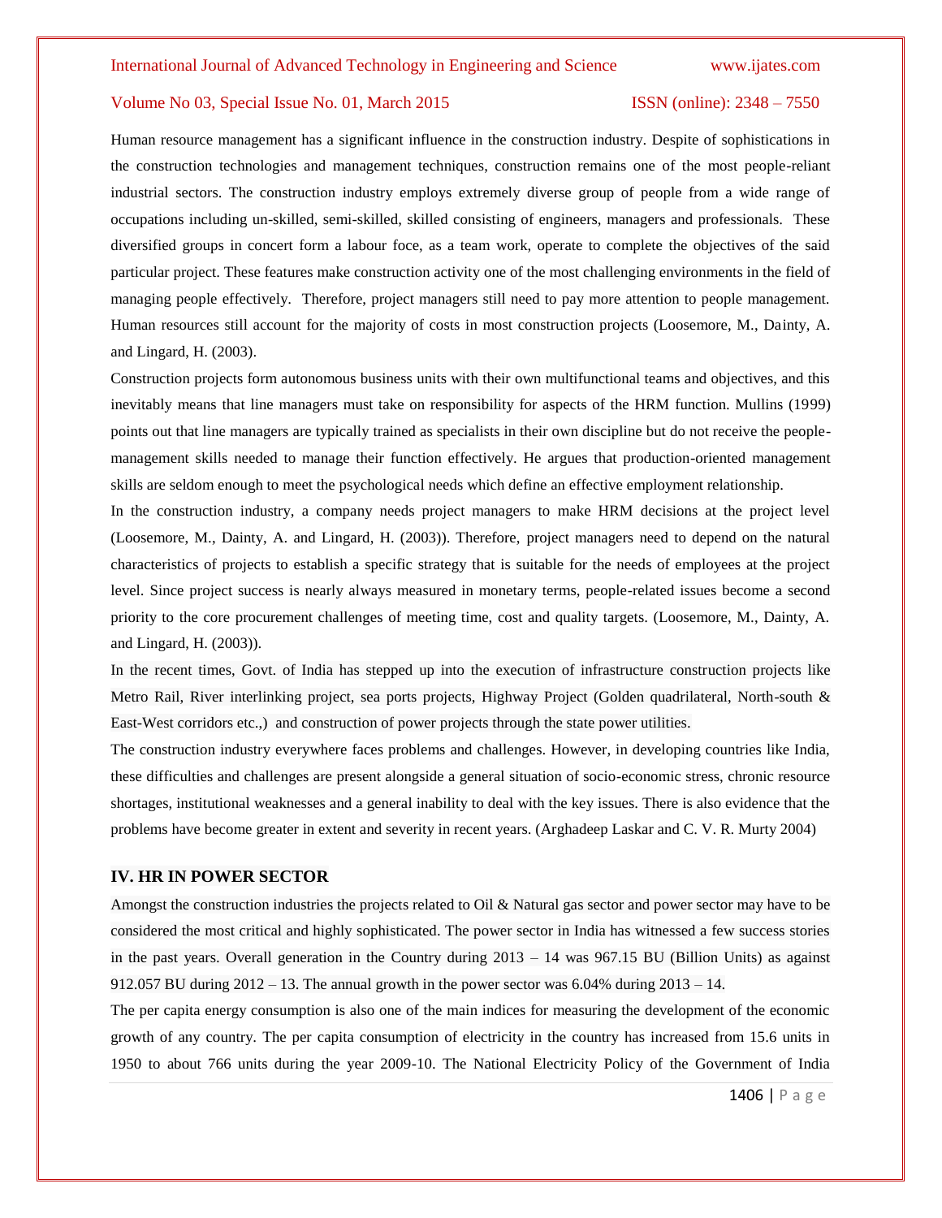Human resource management has a significant influence in the construction industry. Despite of sophistications in the construction technologies and management techniques, construction remains one of the most people-reliant industrial sectors. The construction industry employs extremely diverse group of people from a wide range of occupations including un-skilled, semi-skilled, skilled consisting of engineers, managers and professionals. These diversified groups in concert form a labour foce, as a team work, operate to complete the objectives of the said particular project. These features make construction activity one of the most challenging environments in the field of managing people effectively. Therefore, project managers still need to pay more attention to people management. Human resources still account for the majority of costs in most construction projects (Loosemore, M., Dainty, A. and Lingard, H. (2003).

Construction projects form autonomous business units with their own multifunctional teams and objectives, and this inevitably means that line managers must take on responsibility for aspects of the HRM function. Mullins (1999) points out that line managers are typically trained as specialists in their own discipline but do not receive the people-management skills needed to manage their function effectively. He argues that production-oriented management skills are seldom enough to meet the psychological needs which define an effective employment relationship.

In the construction industry, a company needs project managers to make HRM decisions at the project level (Loosemore, M., Dainty, A. and Lingard, H. (2003)). Therefore, project managers need to depend on the natural characteristics of projects to establish a specific strategy that is suitable for the needs of employees at the project level. Since project success is nearly always measured in monetary terms, people-related issues become a second priority to the core procurement challenges of meeting time, cost and quality targets. (Loosemore, M., Dainty, A. and Lingard, H. (2003)).

In the recent times, Govt. of India has stepped up into the execution of infrastructure construction projects like Metro Rail, River interlinking project, sea ports projects, Highway Project (Golden quadrilateral, North-south & East-West corridors etc.,) and construction of power projects through the state power utilities.

The construction industry everywhere faces problems and challenges. However, in developing countries like India, these difficulties and challenges are present alongside a general situation of socio-economic stress, chronic resource shortages, institutional weaknesses and a general inability to deal with the key issues. There is also evidence that the problems have become greater in extent and severity in recent years. (Arghadeep Laskar and C. V. R. Murty 2004)

## IV. HR IN POWER SECTOR

Amongst the construction industries the projects related to Oil & Natural gas sector and power sector may have to be considered the most critical and highly sophisticated. The power sector in India has witnessed a few success stories in the past years. Overall generation in the Country during 2013 – 14 was 967.15 BU (Billion Units) as against 912.057 BU during 2012 – 13. The annual growth in the power sector was 6.04% during 2013 – 14.

The per capita energy consumption is also one of the main indices for measuring the development of the economic growth of any country. The per capita consumption of electricity in the country has increased from 15.6 units in 1950 to about 766 units during the year 2009-10. The National Electricity Policy of the Government of India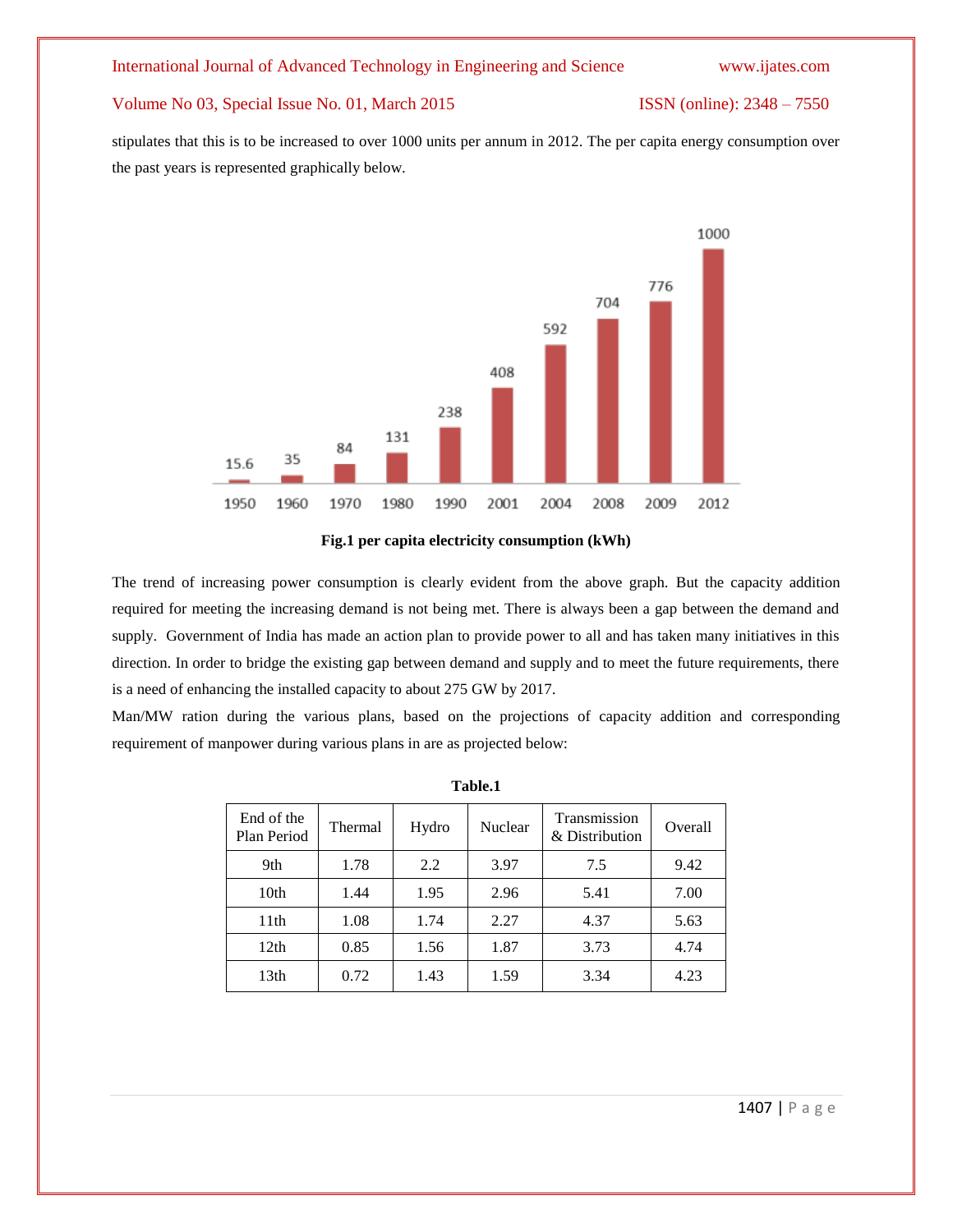stipulates that this is to be increased to over 1000 units per annum in 2012. The per capita energy consumption over the past years is represented graphically below.

Fig.1 per capita electricity consumption (kWh)

The trend of increasing power consumption is clearly evident from the above graph. But the capacity addition required for meeting the increasing demand is not being met. There is always been a gap between the demand and supply. Government of India has made an action plan to provide power to all and has taken many initiatives in this direction. In order to bridge the existing gap between demand and supply and to meet the future requirements, there is a need of enhancing the installed capacity to about 275 GW by 2017.

Man/MW ration during the various plans, based on the projections of capacity addition and corresponding requirement of manpower during various plans in are as projected below:

**Table.1**

| End of the Plan Period | Thermal | Hydro | Nuclear | Transmission & Distribution | Overall |
|---|---|---|---|---|---|
| 9th | 1.78 | 2.2 | 3.97 | 7.5 | 9.42 |
| 10th | 1.44 | 1.95 | 2.96 | 5.41 | 7.00 |
| 11th | 1.08 | 1.74 | 2.27 | 4.37 | 5.63 |
| 12th | 0.85 | 1.56 | 1.87 | 3.73 | 4.74 |
| 13th | 0.72 | 1.43 | 1.59 | 3.34 | 4.23 |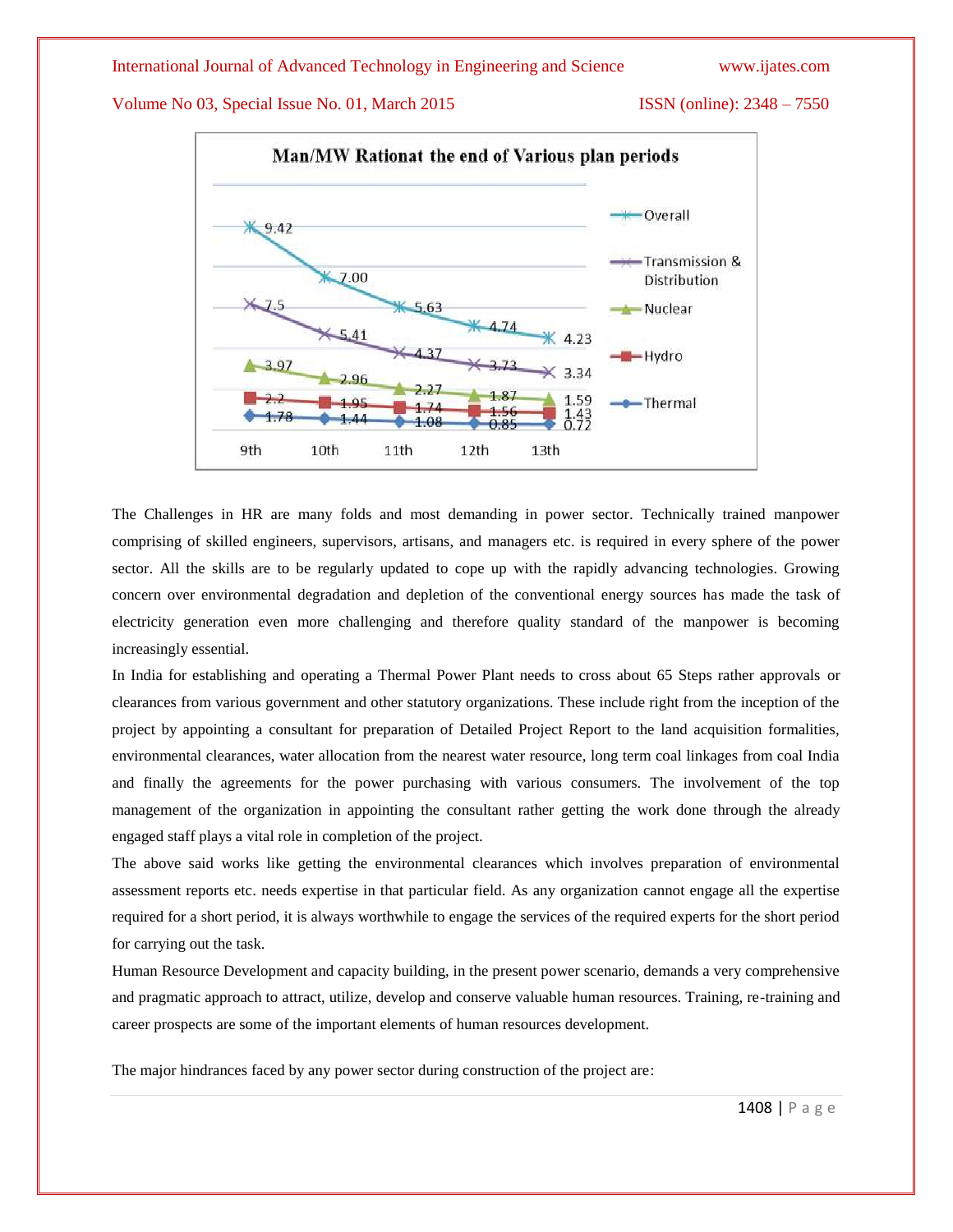**Man/MW Rationat the end of Various plan periods**

| | 9th | 10th | 11th | 12th | 13th |
|---|---|---|---|---|---|
| Overall | 9.42 | 7.00 | 5.63 | 4.74 | 4.23 |
| Transmission & Distribution | 7.5 | 5.41 | 4.37 | 3.73 | 3.34 |
| Nuclear | 3.97 | 2.96 | 2.27 | 1.87 | 1.59 |
| Hydro | 2.2 | 1.95 | 1.74 | 1.56 | 1.43 |
| Thermal | 1.78 | 1.44 | 1.08 | 0.85 | 0.72 |

The Challenges in HR are many folds and most demanding in power sector. Technically trained manpower comprising of skilled engineers, supervisors, artisans, and managers etc. is required in every sphere of the power sector. All the skills are to be regularly updated to cope up with the rapidly advancing technologies. Growing concern over environmental degradation and depletion of the conventional energy sources has made the task of electricity generation even more challenging and therefore quality standard of the manpower is becoming increasingly essential.

In India for establishing and operating a Thermal Power Plant needs to cross about 65 Steps rather approvals or clearances from various government and other statutory organizations. These include right from the inception of the project by appointing a consultant for preparation of Detailed Project Report to the land acquisition formalities, environmental clearances, water allocation from the nearest water resource, long term coal linkages from coal India and finally the agreements for the power purchasing with various consumers. The involvement of the top management of the organization in appointing the consultant rather getting the work done through the already engaged staff plays a vital role in completion of the project.

The above said works like getting the environmental clearances which involves preparation of environmental assessment reports etc. needs expertise in that particular field. As any organization cannot engage all the expertise required for a short period, it is always worthwhile to engage the services of the required experts for the short period for carrying out the task.

Human Resource Development and capacity building, in the present power scenario, demands a very comprehensive and pragmatic approach to attract, utilize, develop and conserve valuable human resources. Training, re-training and career prospects are some of the important elements of human resources development.

The major hindrances faced by any power sector during construction of the project are: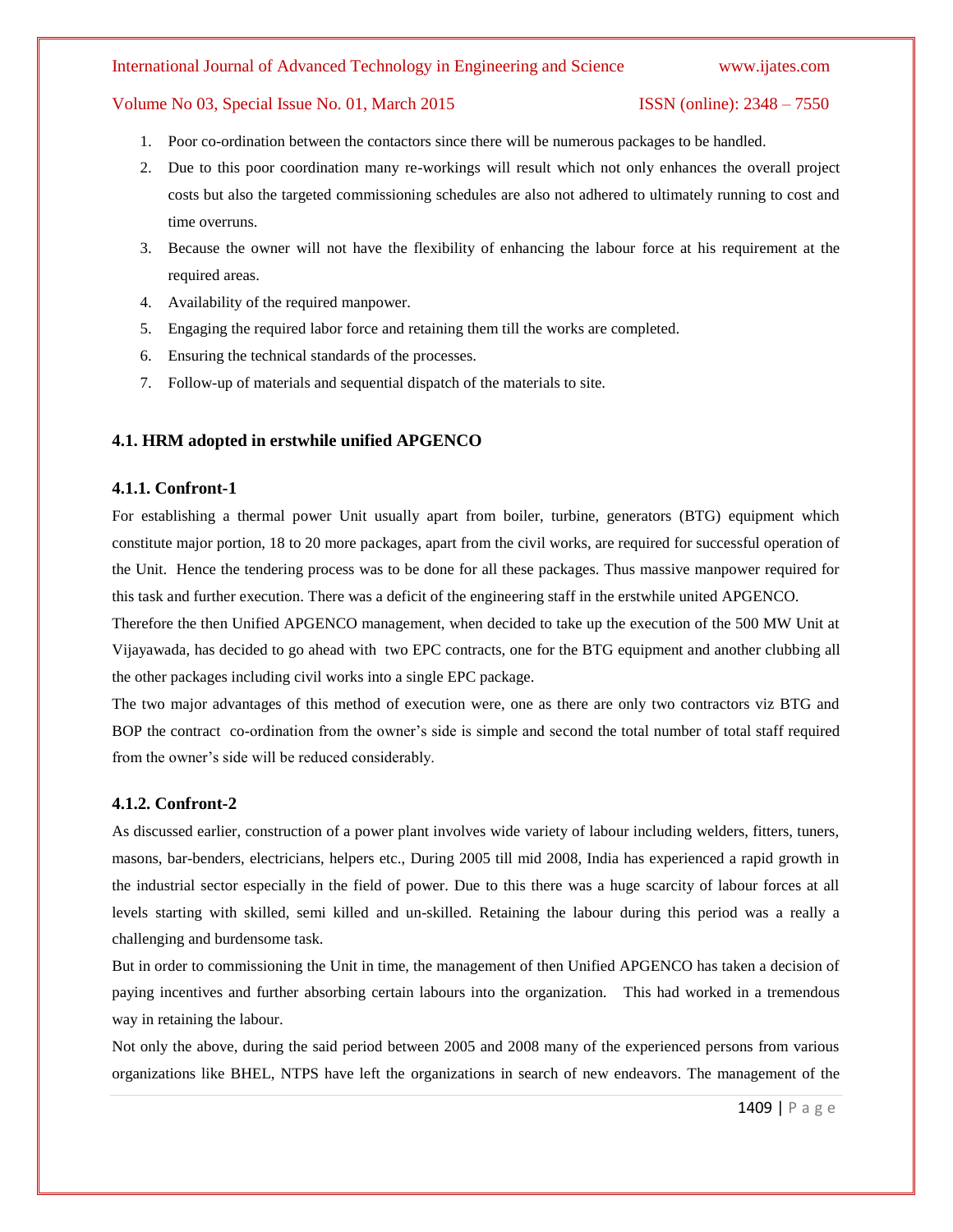1. Poor co-ordination between the contactors since there will be numerous packages to be handled.
2. Due to this poor coordination many re-workings will result which not only enhances the overall project costs but also the targeted commissioning schedules are also not adhered to ultimately running to cost and time overruns.
3. Because the owner will not have the flexibility of enhancing the labour force at his requirement at the required areas.
4. Availability of the required manpower.
5. Engaging the required labor force and retaining them till the works are completed.
6. Ensuring the technical standards of the processes.
7. Follow-up of materials and sequential dispatch of the materials to site.

### 4.1. HRM adopted in erstwhile unified APGENCO

#### 4.1.1. Confront-1

For establishing a thermal power Unit usually apart from boiler, turbine, generators (BTG) equipment which constitute major portion, 18 to 20 more packages, apart from the civil works, are required for successful operation of the Unit. Hence the tendering process was to be done for all these packages. Thus massive manpower required for this task and further execution. There was a deficit of the engineering staff in the erstwhile united APGENCO.

Therefore the then Unified APGENCO management, when decided to take up the execution of the 500 MW Unit at Vijayawada, has decided to go ahead with two EPC contracts, one for the BTG equipment and another clubbing all the other packages including civil works into a single EPC package.

The two major advantages of this method of execution were, one as there are only two contractors viz BTG and BOP the contract co-ordination from the owner's side is simple and second the total number of total staff required from the owner's side will be reduced considerably.

#### 4.1.2. Confront-2

As discussed earlier, construction of a power plant involves wide variety of labour including welders, fitters, tuners, masons, bar-benders, electricians, helpers etc., During 2005 till mid 2008, India has experienced a rapid growth in the industrial sector especially in the field of power. Due to this there was a huge scarcity of labour forces at all levels starting with skilled, semi killed and un-skilled. Retaining the labour during this period was a really a challenging and burdensome task.

But in order to commissioning the Unit in time, the management of then Unified APGENCO has taken a decision of paying incentives and further absorbing certain labours into the organization. This had worked in a tremendous way in retaining the labour.

Not only the above, during the said period between 2005 and 2008 many of the experienced persons from various organizations like BHEL, NTPS have left the organizations in search of new endeavors. The management of the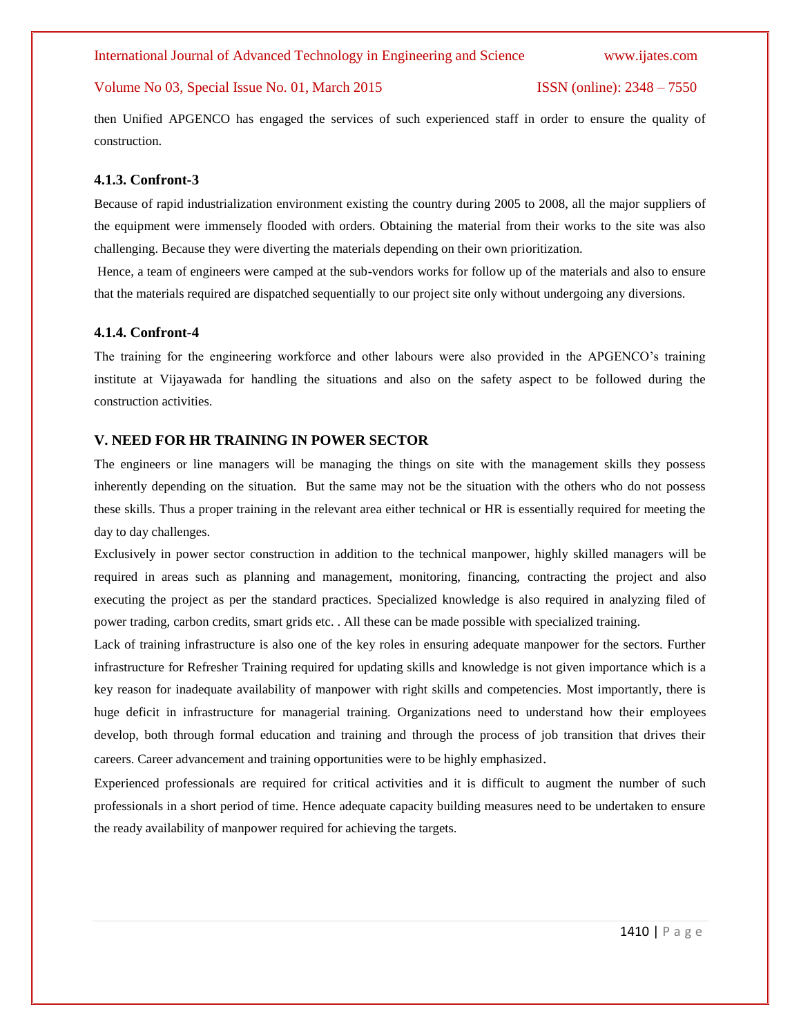then Unified APGENCO has engaged the services of such experienced staff in order to ensure the quality of construction.

#### 4.1.3. Confront-3

Because of rapid industrialization environment existing the country during 2005 to 2008, all the major suppliers of the equipment were immensely flooded with orders. Obtaining the material from their works to the site was also challenging. Because they were diverting the materials depending on their own prioritization.

Hence, a team of engineers were camped at the sub-vendors works for follow up of the materials and also to ensure that the materials required are dispatched sequentially to our project site only without undergoing any diversions.

#### 4.1.4. Confront-4

The training for the engineering workforce and other labours were also provided in the APGENCO's training institute at Vijayawada for handling the situations and also on the safety aspect to be followed during the construction activities.

## V. NEED FOR HR TRAINING IN POWER SECTOR

The engineers or line managers will be managing the things on site with the management skills they possess inherently depending on the situation. But the same may not be the situation with the others who do not possess these skills. Thus a proper training in the relevant area either technical or HR is essentially required for meeting the day to day challenges.

Exclusively in power sector construction in addition to the technical manpower, highly skilled managers will be required in areas such as planning and management, monitoring, financing, contracting the project and also executing the project as per the standard practices. Specialized knowledge is also required in analyzing filed of power trading, carbon credits, smart grids etc. . All these can be made possible with specialized training.

Lack of training infrastructure is also one of the key roles in ensuring adequate manpower for the sectors. Further infrastructure for Refresher Training required for updating skills and knowledge is not given importance which is a key reason for inadequate availability of manpower with right skills and competencies. Most importantly, there is huge deficit in infrastructure for managerial training. Organizations need to understand how their employees develop, both through formal education and training and through the process of job transition that drives their careers. Career advancement and training opportunities were to be highly emphasized.

Experienced professionals are required for critical activities and it is difficult to augment the number of such professionals in a short period of time. Hence adequate capacity building measures need to be undertaken to ensure the ready availability of manpower required for achieving the targets.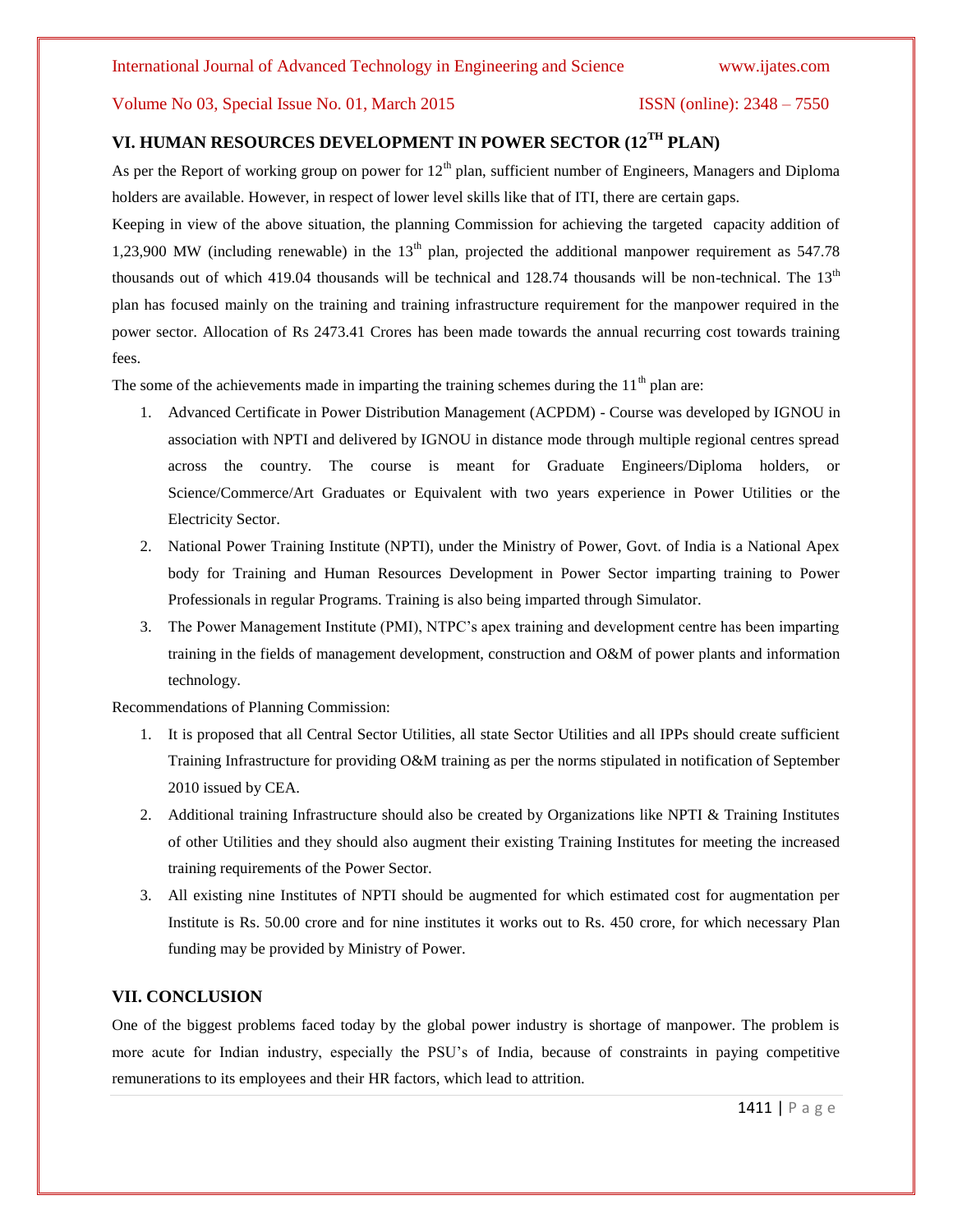## VI. HUMAN RESOURCES DEVELOPMENT IN POWER SECTOR (12TH PLAN)

As per the Report of working group on power for 12th plan, sufficient number of Engineers, Managers and Diploma holders are available. However, in respect of lower level skills like that of ITI, there are certain gaps.

Keeping in view of the above situation, the planning Commission for achieving the targeted capacity addition of 1,23,900 MW (including renewable) in the 13th plan, projected the additional manpower requirement as 547.78 thousands out of which 419.04 thousands will be technical and 128.74 thousands will be non-technical. The 13th plan has focused mainly on the training and training infrastructure requirement for the manpower required in the power sector. Allocation of Rs 2473.41 Crores has been made towards the annual recurring cost towards training fees.

The some of the achievements made in imparting the training schemes during the 11th plan are:

1. Advanced Certificate in Power Distribution Management (ACPDM) - Course was developed by IGNOU in association with NPTI and delivered by IGNOU in distance mode through multiple regional centres spread across the country. The course is meant for Graduate Engineers/Diploma holders, or Science/Commerce/Art Graduates or Equivalent with two years experience in Power Utilities or the Electricity Sector.
2. National Power Training Institute (NPTI), under the Ministry of Power, Govt. of India is a National Apex body for Training and Human Resources Development in Power Sector imparting training to Power Professionals in regular Programs. Training is also being imparted through Simulator.
3. The Power Management Institute (PMI), NTPC's apex training and development centre has been imparting training in the fields of management development, construction and O&M of power plants and information technology.

Recommendations of Planning Commission:

1. It is proposed that all Central Sector Utilities, all state Sector Utilities and all IPPs should create sufficient Training Infrastructure for providing O&M training as per the norms stipulated in notification of September 2010 issued by CEA.
2. Additional training Infrastructure should also be created by Organizations like NPTI & Training Institutes of other Utilities and they should also augment their existing Training Institutes for meeting the increased training requirements of the Power Sector.
3. All existing nine Institutes of NPTI should be augmented for which estimated cost for augmentation per Institute is Rs. 50.00 crore and for nine institutes it works out to Rs. 450 crore, for which necessary Plan funding may be provided by Ministry of Power.

## VII. CONCLUSION

One of the biggest problems faced today by the global power industry is shortage of manpower. The problem is more acute for Indian industry, especially the PSU's of India, because of constraints in paying competitive remunerations to its employees and their HR factors, which lead to attrition.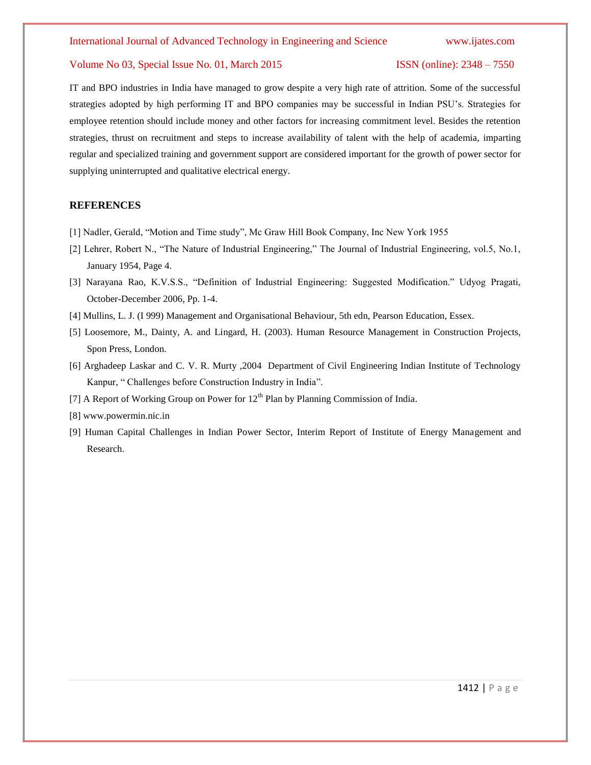IT and BPO industries in India have managed to grow despite a very high rate of attrition. Some of the successful strategies adopted by high performing IT and BPO companies may be successful in Indian PSU's. Strategies for employee retention should include money and other factors for increasing commitment level. Besides the retention strategies, thrust on recruitment and steps to increase availability of talent with the help of academia, imparting regular and specialized training and government support are considered important for the growth of power sector for supplying uninterrupted and qualitative electrical energy.

## REFERENCES

[1] Nadler, Gerald, "Motion and Time study", Mc Graw Hill Book Company, Inc New York 1955

[2] Lehrer, Robert N., "The Nature of Industrial Engineering," The Journal of Industrial Engineering, vol.5, No.1, January 1954, Page 4.

[3] Narayana Rao, K.V.S.S., "Definition of Industrial Engineering: Suggested Modification." Udyog Pragati, October-December 2006, Pp. 1-4.

[4] Mullins, L. J. (I 999) Management and Organisational Behaviour, 5th edn, Pearson Education, Essex.

[5] Loosemore, M., Dainty, A. and Lingard, H. (2003). Human Resource Management in Construction Projects, Spon Press, London.

[6] Arghadeep Laskar and C. V. R. Murty ,2004 Department of Civil Engineering Indian Institute of Technology Kanpur, " Challenges before Construction Industry in India".

[7] A Report of Working Group on Power for 12th Plan by Planning Commission of India.

[8] www.powermin.nic.in

[9] Human Capital Challenges in Indian Power Sector, Interim Report of Institute of Energy Management and Research.